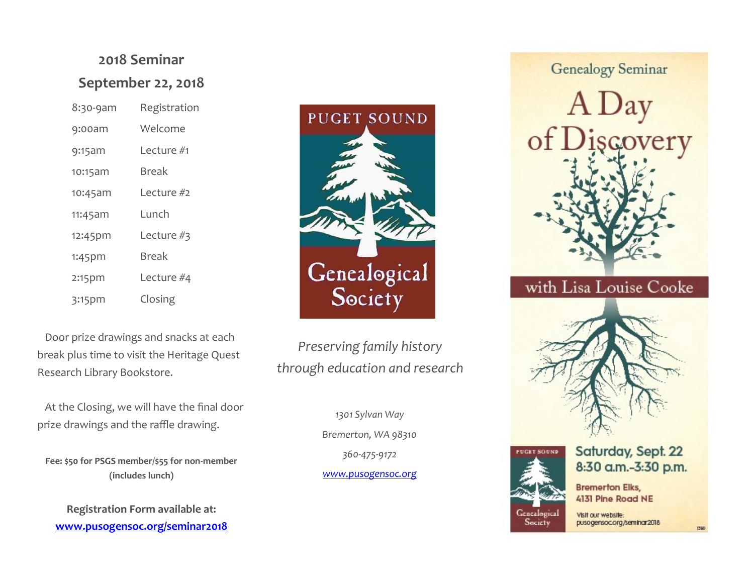## 2018 Seminar
## September 22, 2018

| | |
|---|---|
| 8:30-9am | Registration |
| 9:00am | Welcome |
| 9:15am | Lecture #1 |
| 10:15am | Break |
| 10:45am | Lecture #2 |
| 11:45am | Lunch |
| 12:45pm | Lecture #3 |
| 1:45pm | Break |
| 2:15pm | Lecture #4 |
| 3:15pm | Closing |

Door prize drawings and snacks at each break plus time to visit the Heritage Quest Research Library Bookstore.

At the Closing, we will have the final door prize drawings and the raffle drawing.

**Fee: $50 for PSGS member/$55 for non-member (includes lunch)**

**Registration Form available at:**
**www.pusogensoc.org/seminar2018**

PUGET SOUND

Genealogical Society

*Preserving family history through education and research*

*1301 Sylvan Way*

*Bremerton, WA 98310*

*360-475-9172*

*www.pusogensoc.org*

Genealogy Seminar

# A Day of Discovery

with Lisa Louise Cooke

PUGET SOUND Genealogical Society

**Saturday, Sept. 22**
**8:30 a.m.-3:30 p.m.**

**Bremerton Elks,**
**4131 Pine Road NE**

Visit our website:
pusogensoc.org/seminar2018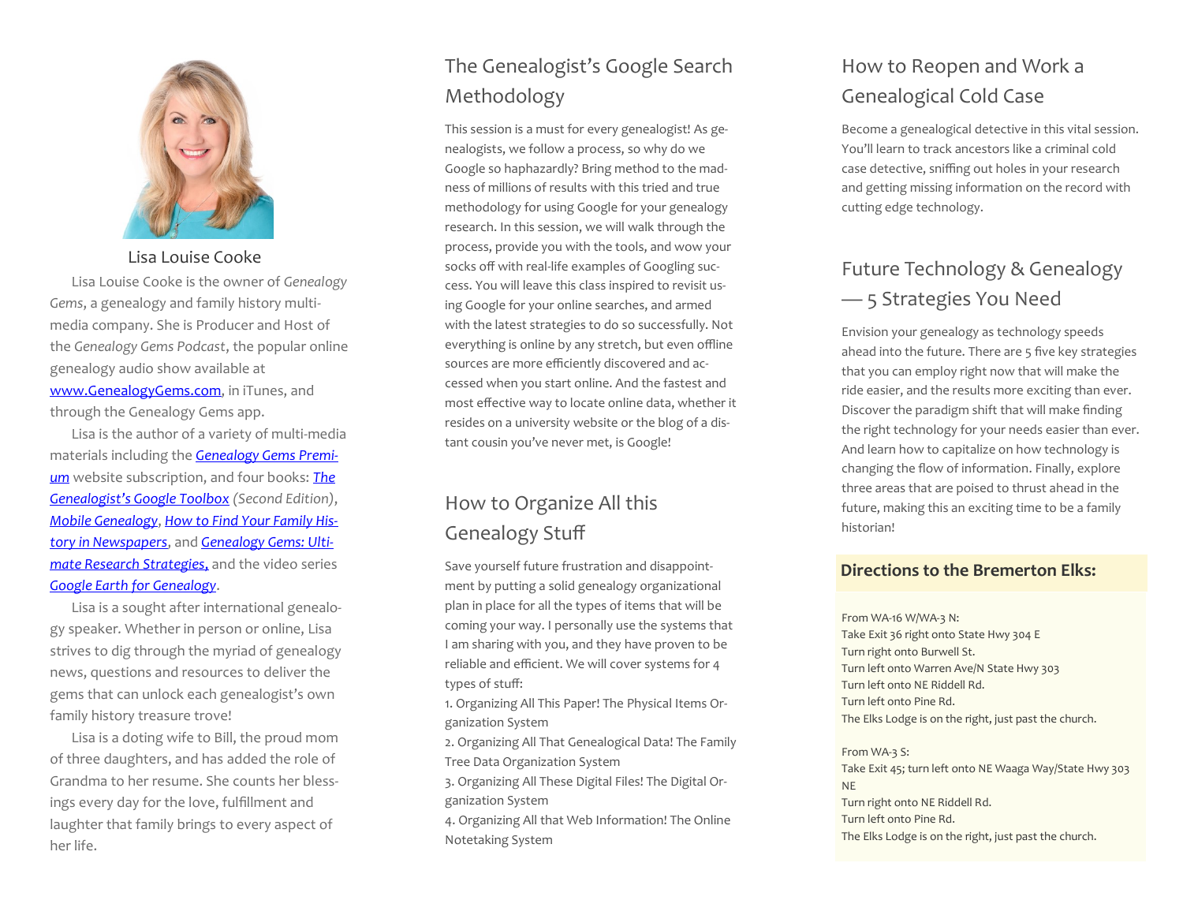## Lisa Louise Cooke

Lisa Louise Cooke is the owner of *Genealogy Gems*, a genealogy and family history multi-media company. She is Producer and Host of the *Genealogy Gems Podcast*, the popular online genealogy audio show available at www.GenealogyGems.com, in iTunes, and through the Genealogy Gems app.

Lisa is the author of a variety of multi-media materials including the *Genealogy Gems Premium* website subscription, and four books: *The Genealogist's Google Toolbox* (Second Edition), *Mobile Genealogy*, *How to Find Your Family History in Newspapers*, and *Genealogy Gems: Ultimate Research Strategies,* and the video series *Google Earth for Genealogy*.

Lisa is a sought after international genealogy speaker. Whether in person or online, Lisa strives to dig through the myriad of genealogy news, questions and resources to deliver the gems that can unlock each genealogist's own family history treasure trove!

Lisa is a doting wife to Bill, the proud mom of three daughters, and has added the role of Grandma to her resume. She counts her blessings every day for the love, fulfillment and laughter that family brings to every aspect of her life.

## The Genealogist's Google Search Methodology

This session is a must for every genealogist! As genealogists, we follow a process, so why do we Google so haphazardly? Bring method to the madness of millions of results with this tried and true methodology for using Google for your genealogy research. In this session, we will walk through the process, provide you with the tools, and wow your socks off with real-life examples of Googling success. You will leave this class inspired to revisit using Google for your online searches, and armed with the latest strategies to do so successfully. Not everything is online by any stretch, but even offline sources are more efficiently discovered and accessed when you start online. And the fastest and most effective way to locate online data, whether it resides on a university website or the blog of a distant cousin you've never met, is Google!

## How to Organize All this Genealogy Stuff

Save yourself future frustration and disappointment by putting a solid genealogy organizational plan in place for all the types of items that will be coming your way. I personally use the systems that I am sharing with you, and they have proven to be reliable and efficient. We will cover systems for 4 types of stuff:

1. Organizing All This Paper! The Physical Items Organization System
2. Organizing All That Genealogical Data! The Family Tree Data Organization System
3. Organizing All These Digital Files! The Digital Organization System
4. Organizing All that Web Information! The Online Notetaking System

## How to Reopen and Work a Genealogical Cold Case

Become a genealogical detective in this vital session. You'll learn to track ancestors like a criminal cold case detective, sniffing out holes in your research and getting missing information on the record with cutting edge technology.

## Future Technology & Genealogy — 5 Strategies You Need

Envision your genealogy as technology speeds ahead into the future. There are 5 five key strategies that you can employ right now that will make the ride easier, and the results more exciting than ever. Discover the paradigm shift that will make finding the right technology for your needs easier than ever. And learn how to capitalize on how technology is changing the flow of information. Finally, explore three areas that are poised to thrust ahead in the future, making this an exciting time to be a family historian!

### Directions to the Bremerton Elks:

From WA-16 W/WA-3 N:
Take Exit 36 right onto State Hwy 304 E
Turn right onto Burwell St.
Turn left onto Warren Ave/N State Hwy 303
Turn left onto NE Riddell Rd.
Turn left onto Pine Rd.
The Elks Lodge is on the right, just past the church.

From WA-3 S:
Take Exit 45; turn left onto NE Waaga Way/State Hwy 303 NE
Turn right onto NE Riddell Rd.
Turn left onto Pine Rd.
The Elks Lodge is on the right, just past the church.